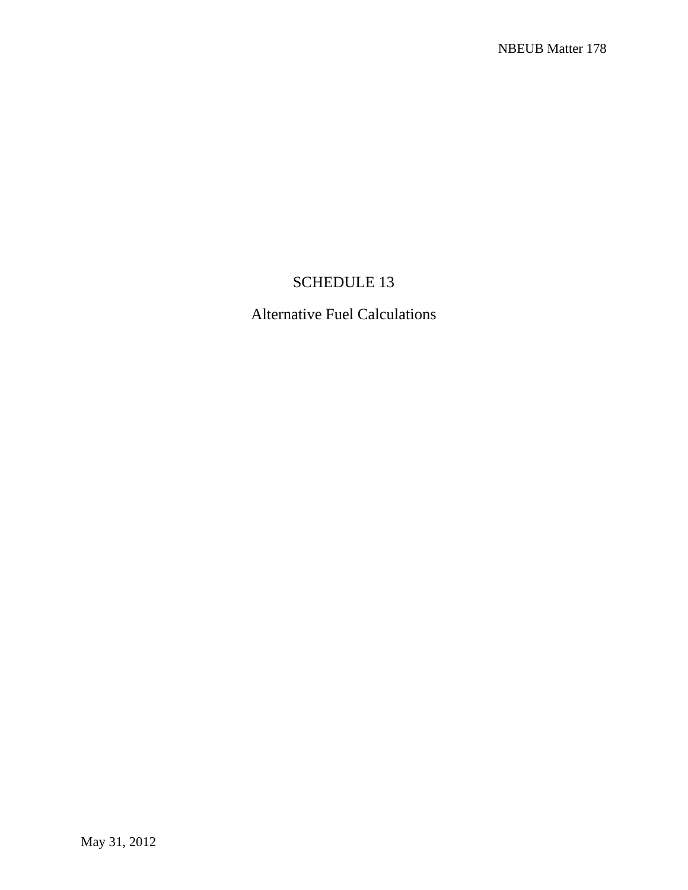# SCHEDULE 13

## Alternative Fuel Calculations

May 31, 2012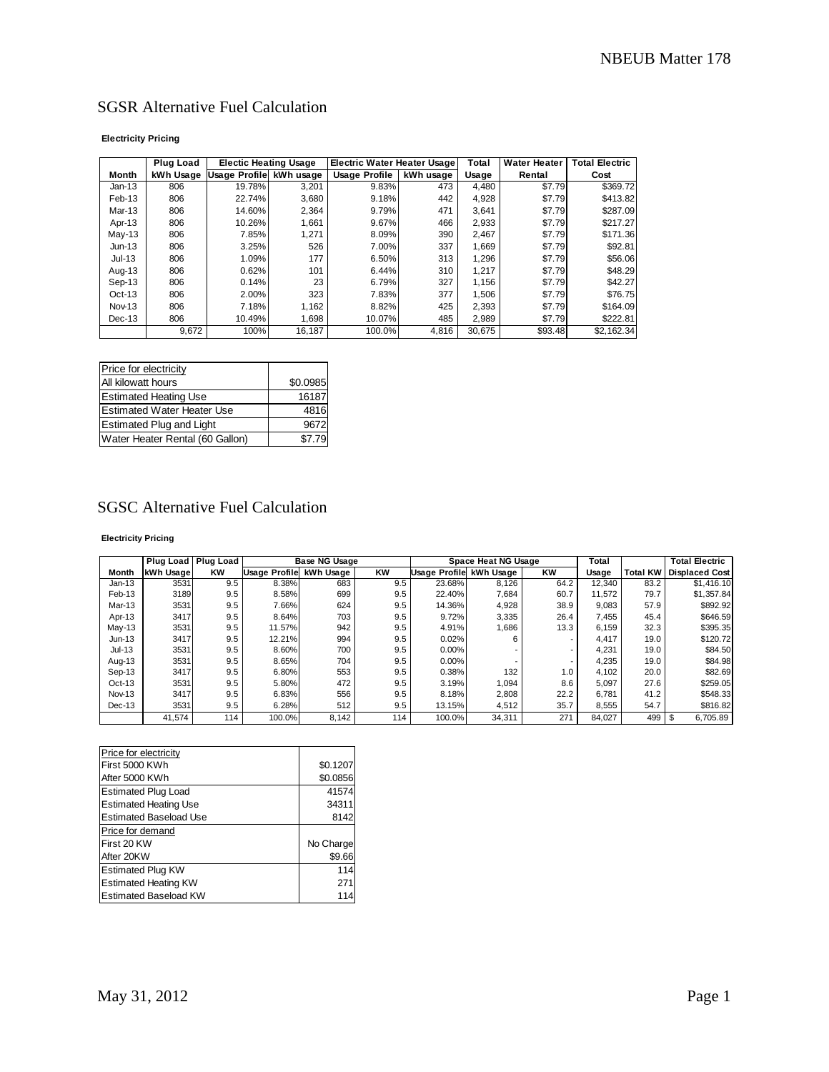# SGSR Alternative Fuel Calculation

**Electricity Pricing**

| Month | Plug Load kWh Usage | Electic Heating Usage Usage Profile | kWh usage | Electric Water Heater Usage Usage Profile | kWh usage | Total Usage | Water Heater Rental | Total Electric Cost |
|---|---|---|---|---|---|---|---|---|
| Jan-13 | 806 | 19.78% | 3,201 | 9.83% | 473 | 4,480 | $7.79 | $369.72 |
| Feb-13 | 806 | 22.74% | 3,680 | 9.18% | 442 | 4,928 | $7.79 | $413.82 |
| Mar-13 | 806 | 14.60% | 2,364 | 9.79% | 471 | 3,641 | $7.79 | $287.09 |
| Apr-13 | 806 | 10.26% | 1,661 | 9.67% | 466 | 2,933 | $7.79 | $217.27 |
| May-13 | 806 | 7.85% | 1,271 | 8.09% | 390 | 2,467 | $7.79 | $171.36 |
| Jun-13 | 806 | 3.25% | 526 | 7.00% | 337 | 1,669 | $7.79 | $92.81 |
| Jul-13 | 806 | 1.09% | 177 | 6.50% | 313 | 1,296 | $7.79 | $56.06 |
| Aug-13 | 806 | 0.62% | 101 | 6.44% | 310 | 1,217 | $7.79 | $48.29 |
| Sep-13 | 806 | 0.14% | 23 | 6.79% | 327 | 1,156 | $7.79 | $42.27 |
| Oct-13 | 806 | 2.00% | 323 | 7.83% | 377 | 1,506 | $7.79 | $76.75 |
| Nov-13 | 806 | 7.18% | 1,162 | 8.82% | 425 | 2,393 | $7.79 | $164.09 |
| Dec-13 | 806 | 10.49% | 1,698 | 10.07% | 485 | 2,989 | $7.79 | $222.81 |
| | 9,672 | 100% | 16,187 | 100.0% | 4,816 | 30,675 | $93.48 | $2,162.34 |

| Price for electricity | |
|---|---|
| All kilowatt hours | $0.0985 |
| Estimated Heating Use | 16187 |
| Estimated Water Heater Use | 4816 |
| Estimated Plug and Light | 9672 |
| Water Heater Rental (60 Gallon) | $7.79 |

# SGSC Alternative Fuel Calculation

**Electricity Pricing**

| Month | Plug Load kWh Usage | Plug Load KW | Base NG Usage Usage Profile | kWh Usage | KW | Space Heat NG Usage Usage Profile | kWh Usage | KW | Total Usage | Total KW | Total Electric Displaced Cost |
|---|---|---|---|---|---|---|---|---|---|---|---|
| Jan-13 | 3531 | 9.5 | 8.38% | 683 | 9.5 | 23.68% | 8,126 | 64.2 | 12,340 | 83.2 | $1,416.10 |
| Feb-13 | 3189 | 9.5 | 8.58% | 699 | 9.5 | 22.40% | 7,684 | 60.7 | 11,572 | 79.7 | $1,357.84 |
| Mar-13 | 3531 | 9.5 | 7.66% | 624 | 9.5 | 14.36% | 4,928 | 38.9 | 9,083 | 57.9 | $892.92 |
| Apr-13 | 3417 | 9.5 | 8.64% | 703 | 9.5 | 9.72% | 3,335 | 26.4 | 7,455 | 45.4 | $646.59 |
| May-13 | 3531 | 9.5 | 11.57% | 942 | 9.5 | 4.91% | 1,686 | 13.3 | 6,159 | 32.3 | $395.35 |
| Jun-13 | 3417 | 9.5 | 12.21% | 994 | 9.5 | 0.02% | 6 | - | 4,417 | 19.0 | $120.72 |
| Jul-13 | 3531 | 9.5 | 8.60% | 700 | 9.5 | 0.00% | - | - | 4,231 | 19.0 | $84.50 |
| Aug-13 | 3531 | 9.5 | 8.65% | 704 | 9.5 | 0.00% | - | - | 4,235 | 19.0 | $84.98 |
| Sep-13 | 3417 | 9.5 | 6.80% | 553 | 9.5 | 0.38% | 132 | 1.0 | 4,102 | 20.0 | $82.69 |
| Oct-13 | 3531 | 9.5 | 5.80% | 472 | 9.5 | 3.19% | 1,094 | 8.6 | 5,097 | 27.6 | $259.05 |
| Nov-13 | 3417 | 9.5 | 6.83% | 556 | 9.5 | 8.18% | 2,808 | 22.2 | 6,781 | 41.2 | $548.33 |
| Dec-13 | 3531 | 9.5 | 6.28% | 512 | 9.5 | 13.15% | 4,512 | 35.7 | 8,555 | 54.7 | $816.82 |
| | 41,574 | 114 | 100.0% | 8,142 | 114 | 100.0% | 34,311 | 271 | 84,027 | 499 | $ 6,705.89 |

| Price for electricity | |
|---|---|
| First 5000 KWh | $0.1207 |
| After 5000 KWh | $0.0856 |
| Estimated Plug Load | 41574 |
| Estimated Heating Use | 34311 |
| Estimated Baseload Use | 8142 |
| Price for demand | |
| First 20 KW | No Charge |
| After 20KW | $9.66 |
| Estimated Plug KW | 114 |
| Estimated Heating KW | 271 |
| Estimated Baseload KW | 114 |

May 31, 2012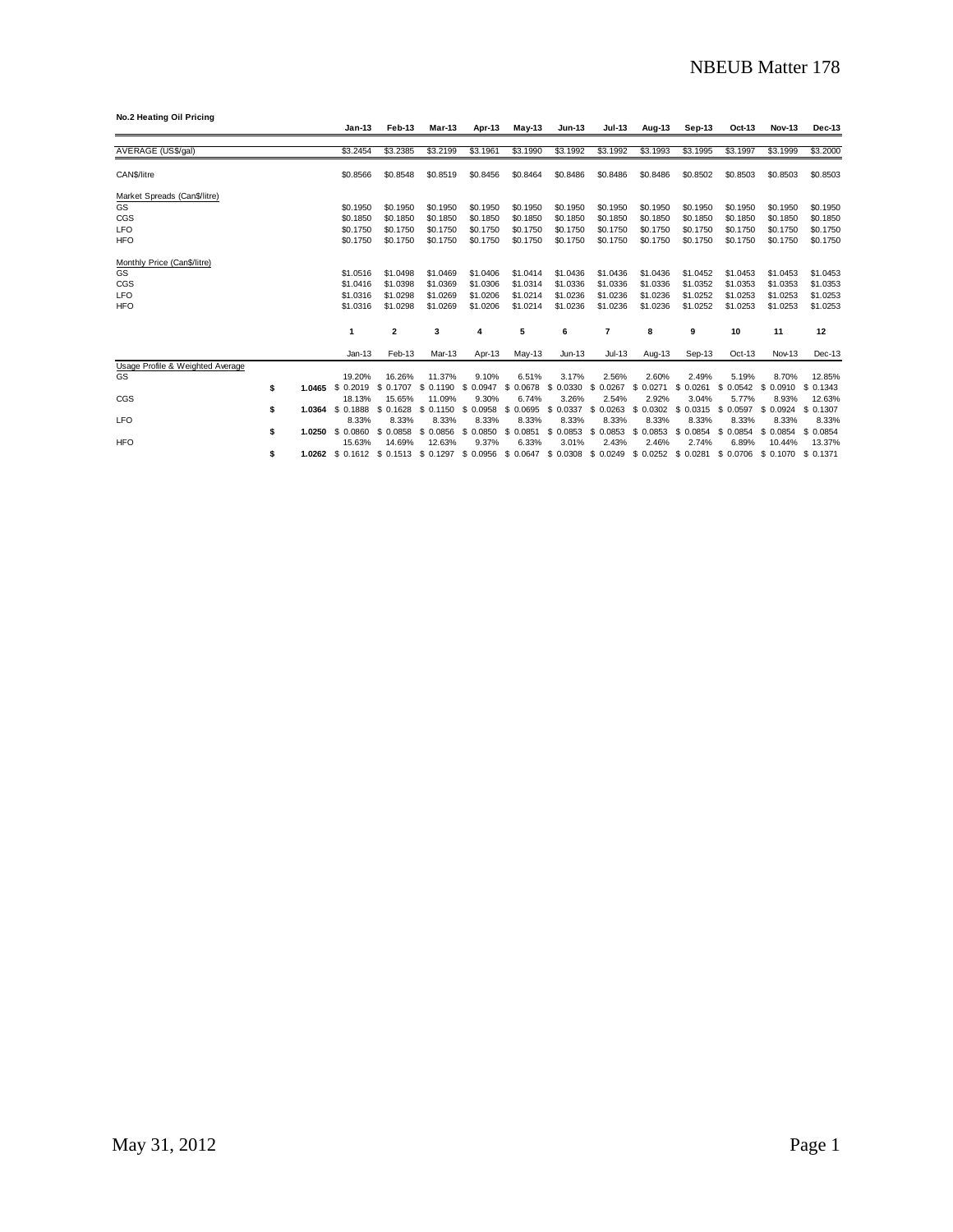**No.2 Heating Oil Pricing**

| | | Jan-13 | Feb-13 | Mar-13 | Apr-13 | May-13 | Jun-13 | Jul-13 | Aug-13 | Sep-13 | Oct-13 | Nov-13 | Dec-13 |
|---|---|---|---|---|---|---|---|---|---|---|---|---|---|
| AVERAGE (US$/gal) | | $3.2454 | $3.2385 | $3.2199 | $3.1961 | $3.1990 | $3.1992 | $3.1992 | $3.1993 | $3.1995 | $3.1997 | $3.1999 | $3.2000 |
| CAN$/litre | | $0.8566 | $0.8548 | $0.8519 | $0.8456 | $0.8464 | $0.8486 | $0.8486 | $0.8486 | $0.8502 | $0.8503 | $0.8503 | $0.8503 |
| Market Spreads (Can$/litre) | | | | | | | | | | | | | |
| GS | | $0.1950 | $0.1950 | $0.1950 | $0.1950 | $0.1950 | $0.1950 | $0.1950 | $0.1950 | $0.1950 | $0.1950 | $0.1950 | $0.1950 |
| CGS | | $0.1850 | $0.1850 | $0.1850 | $0.1850 | $0.1850 | $0.1850 | $0.1850 | $0.1850 | $0.1850 | $0.1850 | $0.1850 | $0.1850 |
| LFO | | $0.1750 | $0.1750 | $0.1750 | $0.1750 | $0.1750 | $0.1750 | $0.1750 | $0.1750 | $0.1750 | $0.1750 | $0.1750 | $0.1750 |
| HFO | | $0.1750 | $0.1750 | $0.1750 | $0.1750 | $0.1750 | $0.1750 | $0.1750 | $0.1750 | $0.1750 | $0.1750 | $0.1750 | $0.1750 |
| Monthly Price (Can$/litre) | | | | | | | | | | | | | |
| GS | | $1.0516 | $1.0498 | $1.0469 | $1.0406 | $1.0414 | $1.0436 | $1.0436 | $1.0436 | $1.0452 | $1.0453 | $1.0453 | $1.0453 |
| CGS | | $1.0416 | $1.0398 | $1.0369 | $1.0306 | $1.0314 | $1.0336 | $1.0336 | $1.0336 | $1.0352 | $1.0353 | $1.0353 | $1.0353 |
| LFO | | $1.0316 | $1.0298 | $1.0269 | $1.0206 | $1.0214 | $1.0236 | $1.0236 | $1.0236 | $1.0252 | $1.0253 | $1.0253 | $1.0253 |
| HFO | | $1.0316 | $1.0298 | $1.0269 | $1.0206 | $1.0214 | $1.0236 | $1.0236 | $1.0236 | $1.0252 | $1.0253 | $1.0253 | $1.0253 |
| | | 1 | 2 | 3 | 4 | 5 | 6 | 7 | 8 | 9 | 10 | 11 | 12 |
| | | Jan-13 | Feb-13 | Mar-13 | Apr-13 | May-13 | Jun-13 | Jul-13 | Aug-13 | Sep-13 | Oct-13 | Nov-13 | Dec-13 |
| Usage Profile & Weighted Average | | | | | | | | | | | | | |
| GS | | 19.20% | 16.26% | 11.37% | 9.10% | 6.51% | 3.17% | 2.56% | 2.60% | 2.49% | 5.19% | 8.70% | 12.85% |
| | $ 1.0465 | $ 0.2019 | $ 0.1707 | $ 0.1190 | $ 0.0947 | $ 0.0678 | $ 0.0330 | $ 0.0267 | $ 0.0271 | $ 0.0261 | $ 0.0542 | $ 0.0910 | $ 0.1343 |
| CGS | | 18.13% | 15.65% | 11.09% | 9.30% | 6.74% | 3.26% | 2.54% | 2.92% | 3.04% | 5.77% | 8.93% | 12.63% |
| | $ 1.0364 | $ 0.1888 | $ 0.1628 | $ 0.1150 | $ 0.0958 | $ 0.0695 | $ 0.0337 | $ 0.0263 | $ 0.0302 | $ 0.0315 | $ 0.0597 | $ 0.0924 | $ 0.1307 |
| LFO | | 8.33% | 8.33% | 8.33% | 8.33% | 8.33% | 8.33% | 8.33% | 8.33% | 8.33% | 8.33% | 8.33% | 8.33% |
| | $ 1.0250 | $ 0.0860 | $ 0.0858 | $ 0.0856 | $ 0.0850 | $ 0.0851 | $ 0.0853 | $ 0.0853 | $ 0.0853 | $ 0.0854 | $ 0.0854 | $ 0.0854 | $ 0.0854 |
| HFO | | 15.63% | 14.69% | 12.63% | 9.37% | 6.33% | 3.01% | 2.43% | 2.46% | 2.74% | 6.89% | 10.44% | 13.37% |
| | $ 1.0262 | $ 0.1612 | $ 0.1513 | $ 0.1297 | $ 0.0956 | $ 0.0647 | $ 0.0308 | $ 0.0249 | $ 0.0252 | $ 0.0281 | $ 0.0706 | $ 0.1070 | $ 0.1371 |